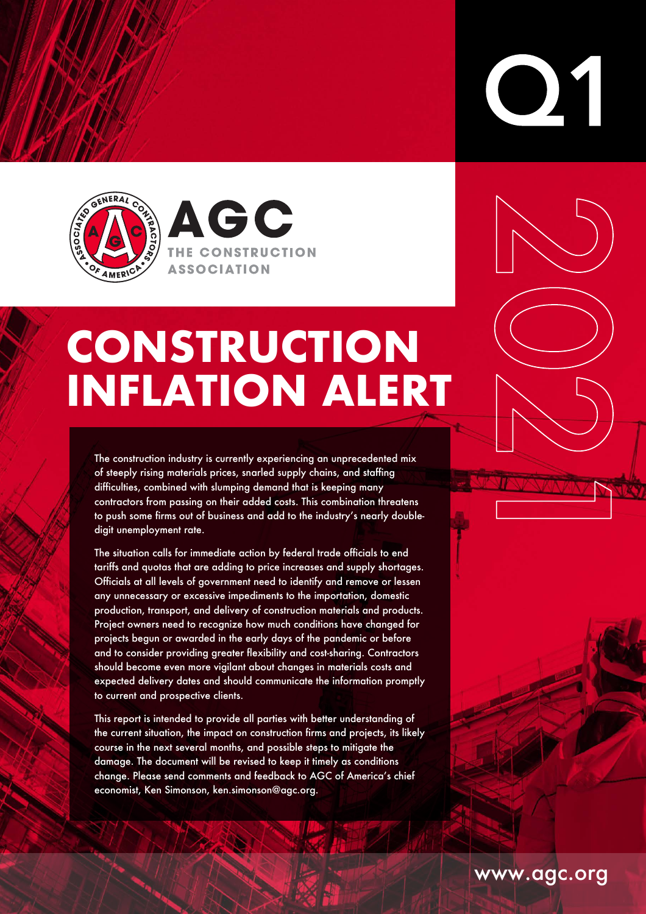Q1 2021

AGC THE CONSTRUCTION ASSOCIATION

# CONSTRUCTION INFLATION ALERT

The construction industry is currently experiencing an unprecedented mix of steeply rising materials prices, snarled supply chains, and staffing difficulties, combined with slumping demand that is keeping many contractors from passing on their added costs. This combination threatens to push some firms out of business and add to the industry's nearly double-digit unemployment rate.

The situation calls for immediate action by federal trade officials to end tariffs and quotas that are adding to price increases and supply shortages. Officials at all levels of government need to identify and remove or lessen any unnecessary or excessive impediments to the importation, domestic production, transport, and delivery of construction materials and products. Project owners need to recognize how much conditions have changed for projects begun or awarded in the early days of the pandemic or before and to consider providing greater flexibility and cost-sharing. Contractors should become even more vigilant about changes in materials costs and expected delivery dates and should communicate the information promptly to current and prospective clients.

This report is intended to provide all parties with better understanding of the current situation, the impact on construction firms and projects, its likely course in the next several months, and possible steps to mitigate the damage. The document will be revised to keep it timely as conditions change. Please send comments and feedback to AGC of America's chief economist, Ken Simonson, ken.simonson@agc.org.

www.agc.org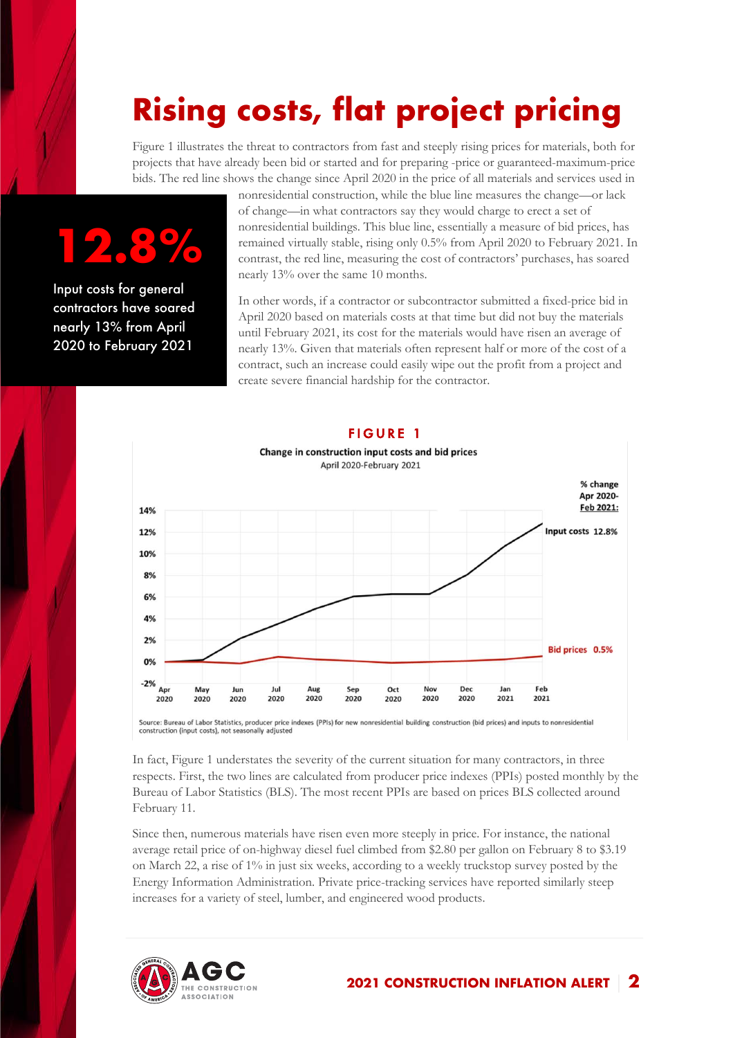# Rising costs, flat project pricing

Figure 1 illustrates the threat to contractors from fast and steeply rising prices for materials, both for projects that have already been bid or started and for preparing -price or guaranteed-maximum-price bids. The red line shows the change since April 2020 in the price of all materials and services used in nonresidential construction, while the blue line measures the change—or lack of change—in what contractors say they would charge to erect a set of nonresidential buildings. This blue line, essentially a measure of bid prices, has remained virtually stable, rising only 0.5% from April 2020 to February 2021. In contrast, the red line, measuring the cost of contractors' purchases, has soared nearly 13% over the same 10 months.

**12.8%**

**Input costs for general contractors have soared nearly 13% from April 2020 to February 2021**

In other words, if a contractor or subcontractor submitted a fixed-price bid in April 2020 based on materials costs at that time but did not buy the materials until February 2021, its cost for the materials would have risen an average of nearly 13%. Given that materials often represent half or more of the cost of a contract, such an increase could easily wipe out the profit from a project and create severe financial hardship for the contractor.

**FIGURE 1**

**Change in construction input costs and bid prices**

April 2020-February 2021

| | % change Apr 2020-Feb 2021 |
|---|---|
| Input costs | 12.8% |
| Bid prices | 0.5% |

Source: Bureau of Labor Statistics, producer price indexes (PPIs) for new nonresidential building construction (bid prices) and inputs to nonresidential construction (input costs), not seasonally adjusted

In fact, Figure 1 understates the severity of the current situation for many contractors, in three respects. First, the two lines are calculated from producer price indexes (PPIs) posted monthly by the Bureau of Labor Statistics (BLS). The most recent PPIs are based on prices BLS collected around February 11.

Since then, numerous materials have risen even more steeply in price. For instance, the national average retail price of on-highway diesel fuel climbed from $2.80 per gallon on February 8 to $3.19 on March 22, a rise of 1% in just six weeks, according to a weekly truckstop survey posted by the Energy Information Administration. Private price-tracking services have reported similarly steep increases for a variety of steel, lumber, and engineered wood products.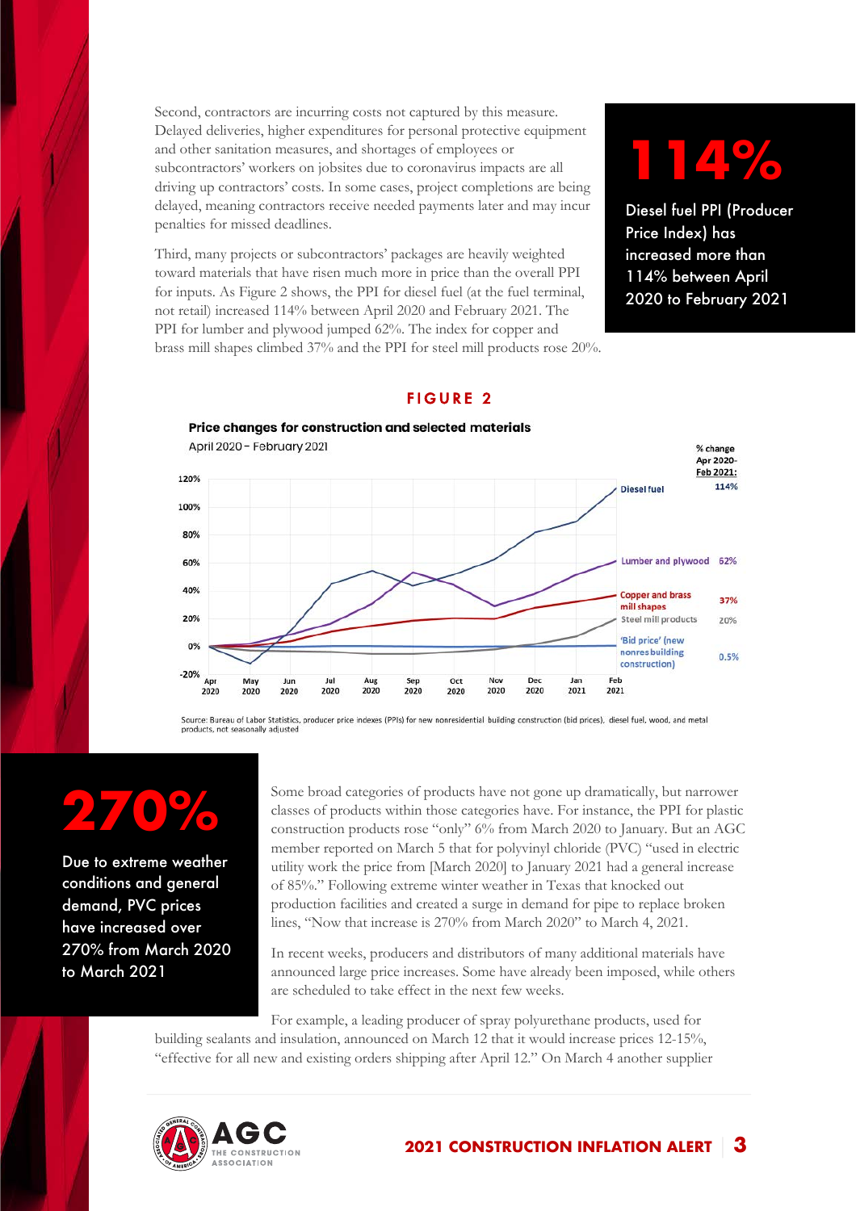Second, contractors are incurring costs not captured by this measure. Delayed deliveries, higher expenditures for personal protective equipment and other sanitation measures, and shortages of employees or subcontractors' workers on jobsites due to coronavirus impacts are all driving up contractors' costs. In some cases, project completions are being delayed, meaning contractors receive needed payments later and may incur penalties for missed deadlines.

Third, many projects or subcontractors' packages are heavily weighted toward materials that have risen much more in price than the overall PPI for inputs. As Figure 2 shows, the PPI for diesel fuel (at the fuel terminal, not retail) increased 114% between April 2020 and February 2021. The PPI for lumber and plywood jumped 62%. The index for copper and brass mill shapes climbed 37% and the PPI for steel mill products rose 20%.

**114%**

Diesel fuel PPI (Producer Price Index) has increased more than 114% between April 2020 to February 2021

**FIGURE 2**

**Price changes for construction and selected materials**

April 2020 – February 2021

| Series | % change Apr 2020–Feb 2021 |
|---|---|
| Diesel fuel | 114% |
| Lumber and plywood | 62% |
| Copper and brass mill shapes | 37% |
| Steel mill products | 20% |
| 'Bid price' (new nonres building construction) | 0.5% |

Source: Bureau of Labor Statistics, producer price indexes (PPIs) for new nonresidential building construction (bid prices), diesel fuel, wood, and metal products, not seasonally adjusted

**270%**

Due to extreme weather conditions and general demand, PVC prices have increased over 270% from March 2020 to March 2021

Some broad categories of products have not gone up dramatically, but narrower classes of products within those categories have. For instance, the PPI for plastic construction products rose "only" 6% from March 2020 to January. But an AGC member reported on March 5 that for polyvinyl chloride (PVC) "used in electric utility work the price from [March 2020] to January 2021 had a general increase of 85%." Following extreme winter weather in Texas that knocked out production facilities and created a surge in demand for pipe to replace broken lines, "Now that increase is 270% from March 2020" to March 4, 2021.

In recent weeks, producers and distributors of many additional materials have announced large price increases. Some have already been imposed, while others are scheduled to take effect in the next few weeks.

For example, a leading producer of spray polyurethane products, used for building sealants and insulation, announced on March 12 that it would increase prices 12-15%, "effective for all new and existing orders shipping after April 12." On March 4 another supplier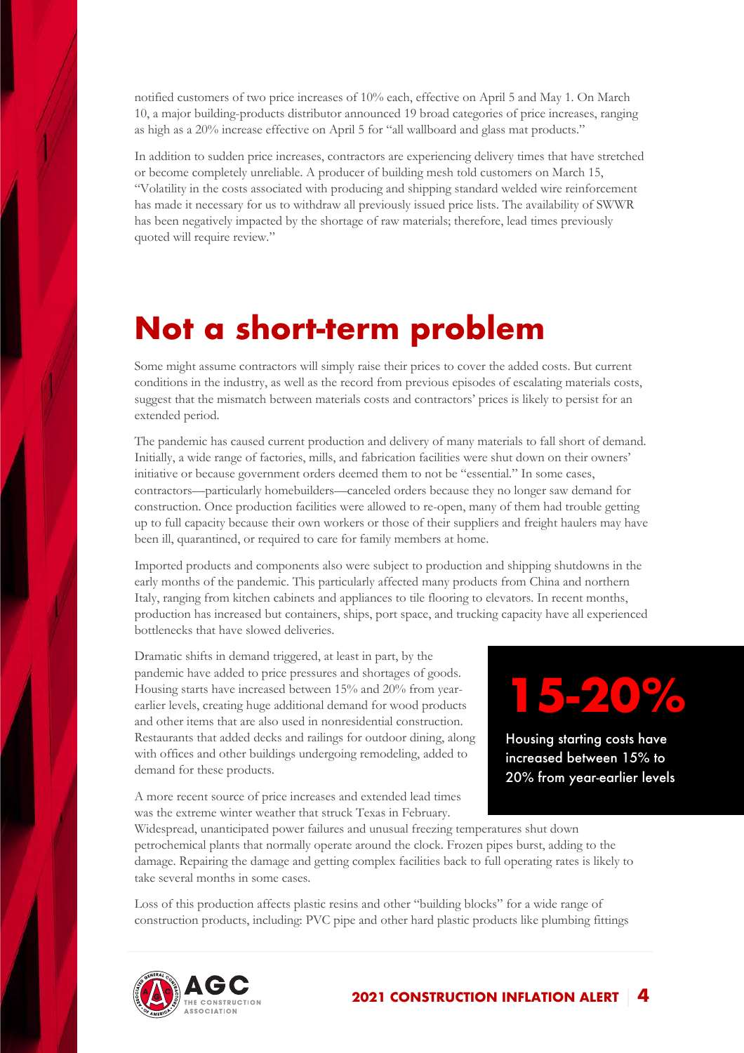notified customers of two price increases of 10% each, effective on April 5 and May 1. On March 10, a major building-products distributor announced 19 broad categories of price increases, ranging as high as a 20% increase effective on April 5 for "all wallboard and glass mat products."

In addition to sudden price increases, contractors are experiencing delivery times that have stretched or become completely unreliable. A producer of building mesh told customers on March 15, "Volatility in the costs associated with producing and shipping standard welded wire reinforcement has made it necessary for us to withdraw all previously issued price lists. The availability of SWWR has been negatively impacted by the shortage of raw materials; therefore, lead times previously quoted will require review."

## Not a short-term problem

Some might assume contractors will simply raise their prices to cover the added costs. But current conditions in the industry, as well as the record from previous episodes of escalating materials costs, suggest that the mismatch between materials costs and contractors' prices is likely to persist for an extended period.

The pandemic has caused current production and delivery of many materials to fall short of demand. Initially, a wide range of factories, mills, and fabrication facilities were shut down on their owners' initiative or because government orders deemed them to not be "essential." In some cases, contractors—particularly homebuilders—canceled orders because they no longer saw demand for construction. Once production facilities were allowed to re-open, many of them had trouble getting up to full capacity because their own workers or those of their suppliers and freight haulers may have been ill, quarantined, or required to care for family members at home.

Imported products and components also were subject to production and shipping shutdowns in the early months of the pandemic. This particularly affected many products from China and northern Italy, ranging from kitchen cabinets and appliances to tile flooring to elevators. In recent months, production has increased but containers, ships, port space, and trucking capacity have all experienced bottlenecks that have slowed deliveries.

Dramatic shifts in demand triggered, at least in part, by the pandemic have added to price pressures and shortages of goods. Housing starts have increased between 15% and 20% from year-earlier levels, creating huge additional demand for wood products and other items that are also used in nonresidential construction. Restaurants that added decks and railings for outdoor dining, along with offices and other buildings undergoing remodeling, added to demand for these products.

**15-20%**

Housing starting costs have increased between 15% to 20% from year-earlier levels

A more recent source of price increases and extended lead times was the extreme winter weather that struck Texas in February. Widespread, unanticipated power failures and unusual freezing temperatures shut down petrochemical plants that normally operate around the clock. Frozen pipes burst, adding to the damage. Repairing the damage and getting complex facilities back to full operating rates is likely to take several months in some cases.

Loss of this production affects plastic resins and other "building blocks" for a wide range of construction products, including: PVC pipe and other hard plastic products like plumbing fittings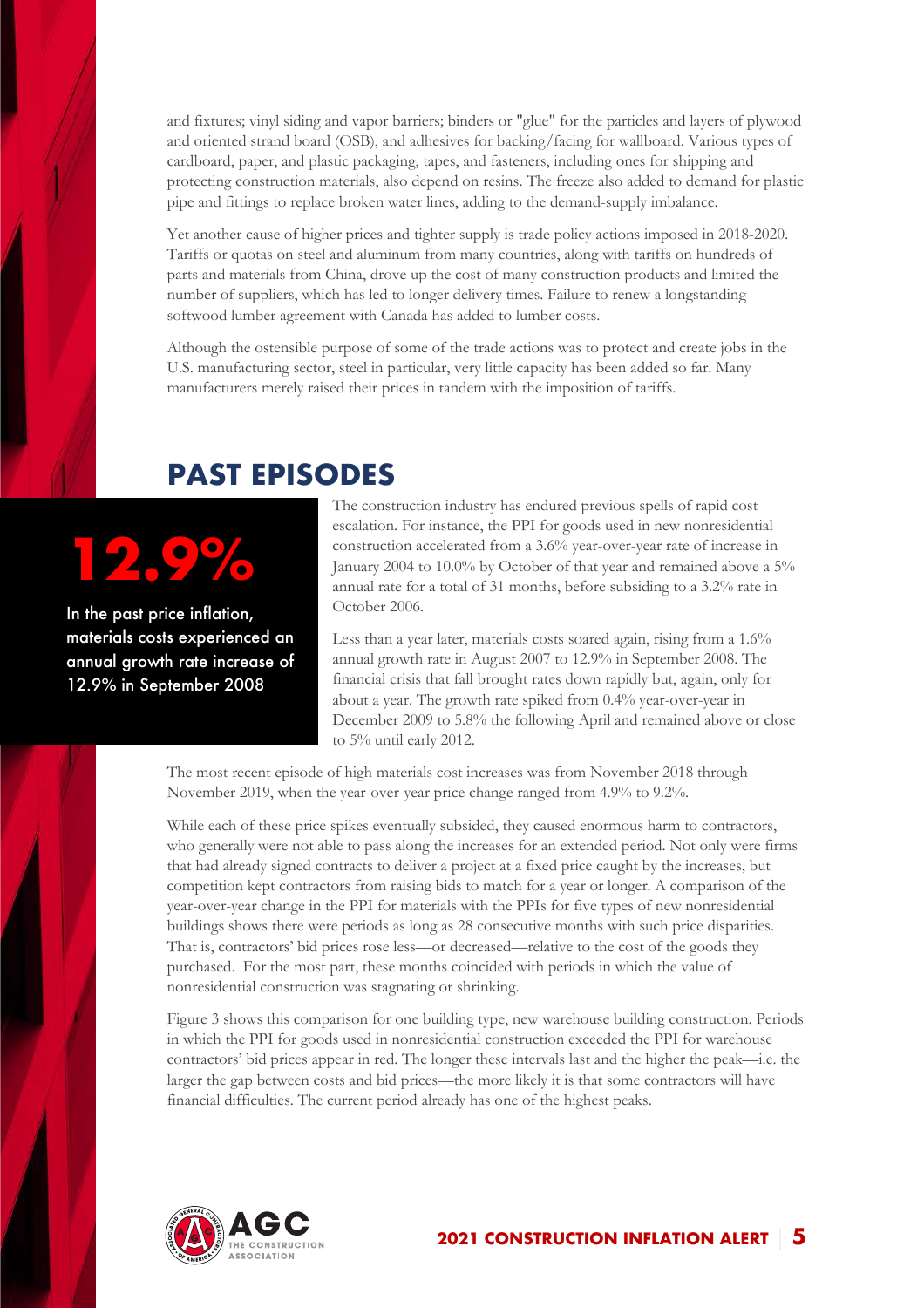and fixtures; vinyl siding and vapor barriers; binders or "glue" for the particles and layers of plywood and oriented strand board (OSB), and adhesives for backing/facing for wallboard. Various types of cardboard, paper, and plastic packaging, tapes, and fasteners, including ones for shipping and protecting construction materials, also depend on resins. The freeze also added to demand for plastic pipe and fittings to replace broken water lines, adding to the demand-supply imbalance.

Yet another cause of higher prices and tighter supply is trade policy actions imposed in 2018-2020. Tariffs or quotas on steel and aluminum from many countries, along with tariffs on hundreds of parts and materials from China, drove up the cost of many construction products and limited the number of suppliers, which has led to longer delivery times. Failure to renew a longstanding softwood lumber agreement with Canada has added to lumber costs.

Although the ostensible purpose of some of the trade actions was to protect and create jobs in the U.S. manufacturing sector, steel in particular, very little capacity has been added so far. Many manufacturers merely raised their prices in tandem with the imposition of tariffs.

## PAST EPISODES

**12.9%**

In the past price inflation, materials costs experienced an annual growth rate increase of 12.9% in September 2008

The construction industry has endured previous spells of rapid cost escalation. For instance, the PPI for goods used in new nonresidential construction accelerated from a 3.6% year-over-year rate of increase in January 2004 to 10.0% by October of that year and remained above a 5% annual rate for a total of 31 months, before subsiding to a 3.2% rate in October 2006.

Less than a year later, materials costs soared again, rising from a 1.6% annual growth rate in August 2007 to 12.9% in September 2008. The financial crisis that fall brought rates down rapidly but, again, only for about a year. The growth rate spiked from 0.4% year-over-year in December 2009 to 5.8% the following April and remained above or close to 5% until early 2012.

The most recent episode of high materials cost increases was from November 2018 through November 2019, when the year-over-year price change ranged from 4.9% to 9.2%.

While each of these price spikes eventually subsided, they caused enormous harm to contractors, who generally were not able to pass along the increases for an extended period. Not only were firms that had already signed contracts to deliver a project at a fixed price caught by the increases, but competition kept contractors from raising bids to match for a year or longer. A comparison of the year-over-year change in the PPI for materials with the PPIs for five types of new nonresidential buildings shows there were periods as long as 28 consecutive months with such price disparities. That is, contractors' bid prices rose less—or decreased—relative to the cost of the goods they purchased. For the most part, these months coincided with periods in which the value of nonresidential construction was stagnating or shrinking.

Figure 3 shows this comparison for one building type, new warehouse building construction. Periods in which the PPI for goods used in nonresidential construction exceeded the PPI for warehouse contractors' bid prices appear in red. The longer these intervals last and the higher the peak—i.e. the larger the gap between costs and bid prices—the more likely it is that some contractors will have financial difficulties. The current period already has one of the highest peaks.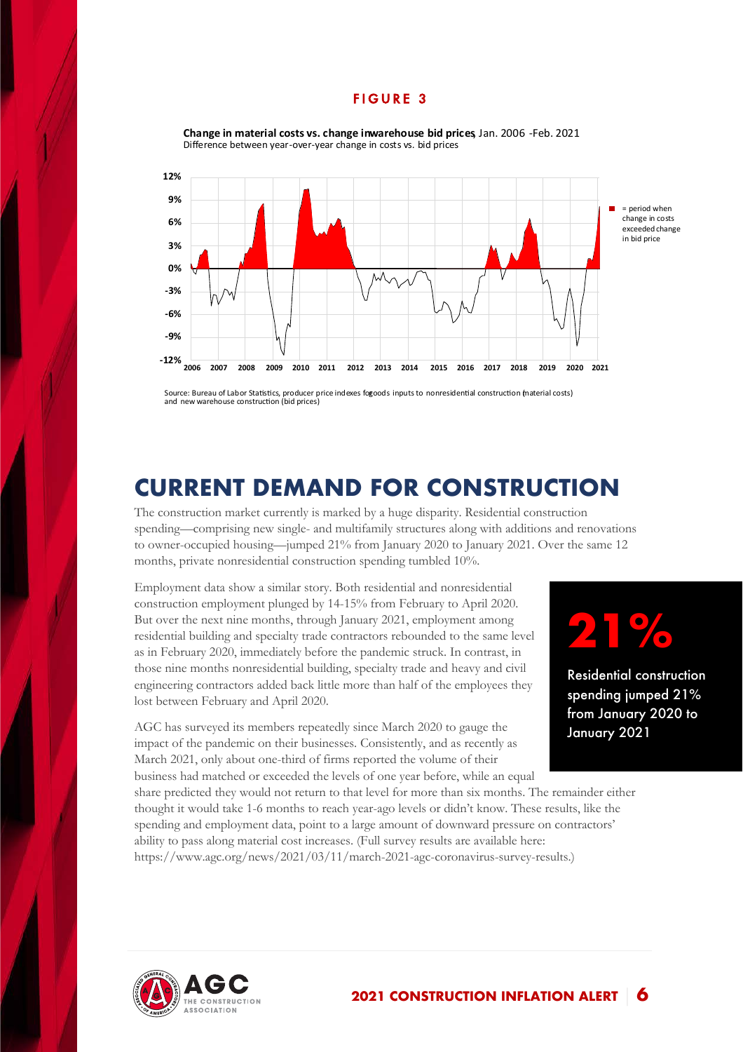**FIGURE 3**

**Change in material costs vs. change in warehouse bid prices**, Jan. 2006 - Feb. 2021
Difference between year-over-year change in costs vs. bid prices

■ = period when change in costs exceeded change in bid price

Source: Bureau of Labor Statistics, producer price indexes for goods inputs to nonresidential construction (material costs) and new warehouse construction (bid prices)

# CURRENT DEMAND FOR CONSTRUCTION

The construction market currently is marked by a huge disparity. Residential construction spending—comprising new single- and multifamily structures along with additions and renovations to owner-occupied housing—jumped 21% from January 2020 to January 2021. Over the same 12 months, private nonresidential construction spending tumbled 10%.

Employment data show a similar story. Both residential and nonresidential construction employment plunged by 14-15% from February to April 2020. But over the next nine months, through January 2021, employment among residential building and specialty trade contractors rebounded to the same level as in February 2020, immediately before the pandemic struck. In contrast, in those nine months nonresidential building, specialty trade and heavy and civil engineering contractors added back little more than half of the employees they lost between February and April 2020.

**21%**

Residential construction spending jumped 21% from January 2020 to January 2021

AGC has surveyed its members repeatedly since March 2020 to gauge the impact of the pandemic on their businesses. Consistently, and as recently as March 2021, only about one-third of firms reported the volume of their business had matched or exceeded the levels of one year before, while an equal share predicted they would not return to that level for more than six months. The remainder either thought it would take 1-6 months to reach year-ago levels or didn't know. These results, like the spending and employment data, point to a large amount of downward pressure on contractors' ability to pass along material cost increases. (Full survey results are available here: https://www.agc.org/news/2021/03/11/march-2021-agc-coronavirus-survey-results.)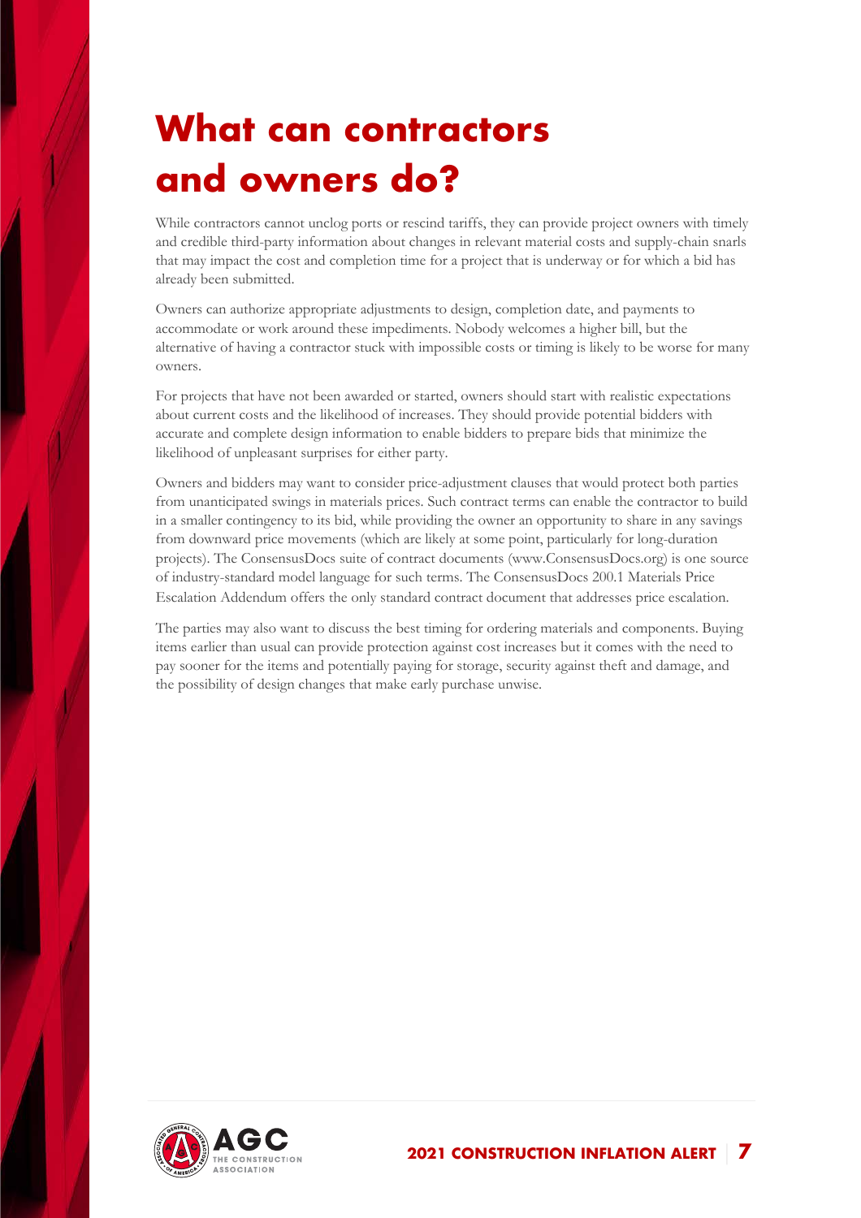# What can contractors and owners do?

While contractors cannot unclog ports or rescind tariffs, they can provide project owners with timely and credible third-party information about changes in relevant material costs and supply-chain snarls that may impact the cost and completion time for a project that is underway or for which a bid has already been submitted.

Owners can authorize appropriate adjustments to design, completion date, and payments to accommodate or work around these impediments. Nobody welcomes a higher bill, but the alternative of having a contractor stuck with impossible costs or timing is likely to be worse for many owners.

For projects that have not been awarded or started, owners should start with realistic expectations about current costs and the likelihood of increases. They should provide potential bidders with accurate and complete design information to enable bidders to prepare bids that minimize the likelihood of unpleasant surprises for either party.

Owners and bidders may want to consider price-adjustment clauses that would protect both parties from unanticipated swings in materials prices. Such contract terms can enable the contractor to build in a smaller contingency to its bid, while providing the owner an opportunity to share in any savings from downward price movements (which are likely at some point, particularly for long-duration projects). The ConsensusDocs suite of contract documents (www.ConsensusDocs.org) is one source of industry-standard model language for such terms. The ConsensusDocs 200.1 Materials Price Escalation Addendum offers the only standard contract document that addresses price escalation.

The parties may also want to discuss the best timing for ordering materials and components. Buying items earlier than usual can provide protection against cost increases but it comes with the need to pay sooner for the items and potentially paying for storage, security against theft and damage, and the possibility of design changes that make early purchase unwise.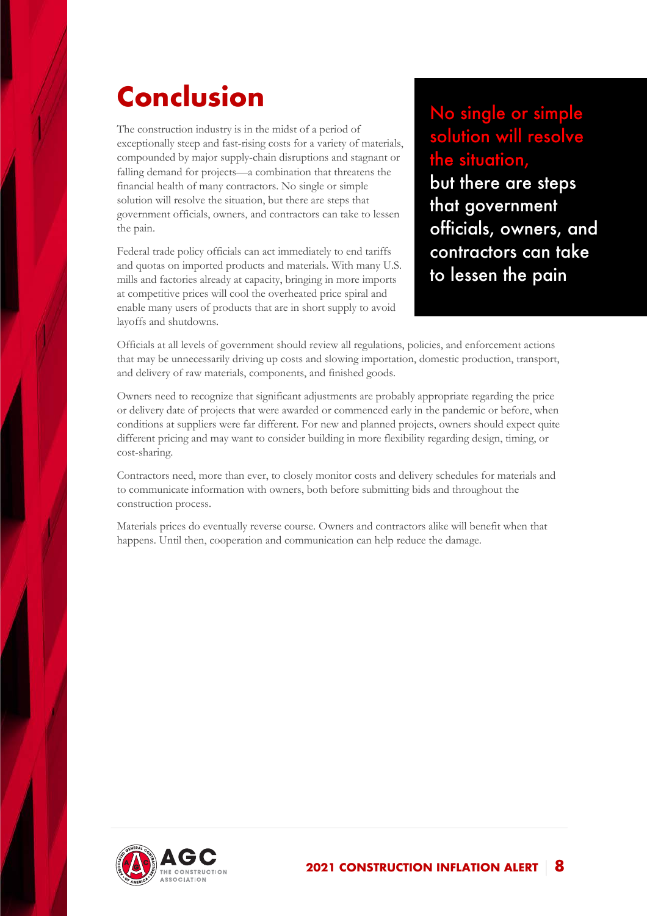# Conclusion

The construction industry is in the midst of a period of exceptionally steep and fast-rising costs for a variety of materials, compounded by major supply-chain disruptions and stagnant or falling demand for projects—a combination that threatens the financial health of many contractors. No single or simple solution will resolve the situation, but there are steps that government officials, owners, and contractors can take to lessen the pain.

> **No single or simple solution will resolve the situation, but there are steps that government officials, owners, and contractors can take to lessen the pain**

Federal trade policy officials can act immediately to end tariffs and quotas on imported products and materials. With many U.S. mills and factories already at capacity, bringing in more imports at competitive prices will cool the overheated price spiral and enable many users of products that are in short supply to avoid layoffs and shutdowns.

Officials at all levels of government should review all regulations, policies, and enforcement actions that may be unnecessarily driving up costs and slowing importation, domestic production, transport, and delivery of raw materials, components, and finished goods.

Owners need to recognize that significant adjustments are probably appropriate regarding the price or delivery date of projects that were awarded or commenced early in the pandemic or before, when conditions at suppliers were far different. For new and planned projects, owners should expect quite different pricing and may want to consider building in more flexibility regarding design, timing, or cost-sharing.

Contractors need, more than ever, to closely monitor costs and delivery schedules for materials and to communicate information with owners, both before submitting bids and throughout the construction process.

Materials prices do eventually reverse course. Owners and contractors alike will benefit when that happens. Until then, cooperation and communication can help reduce the damage.